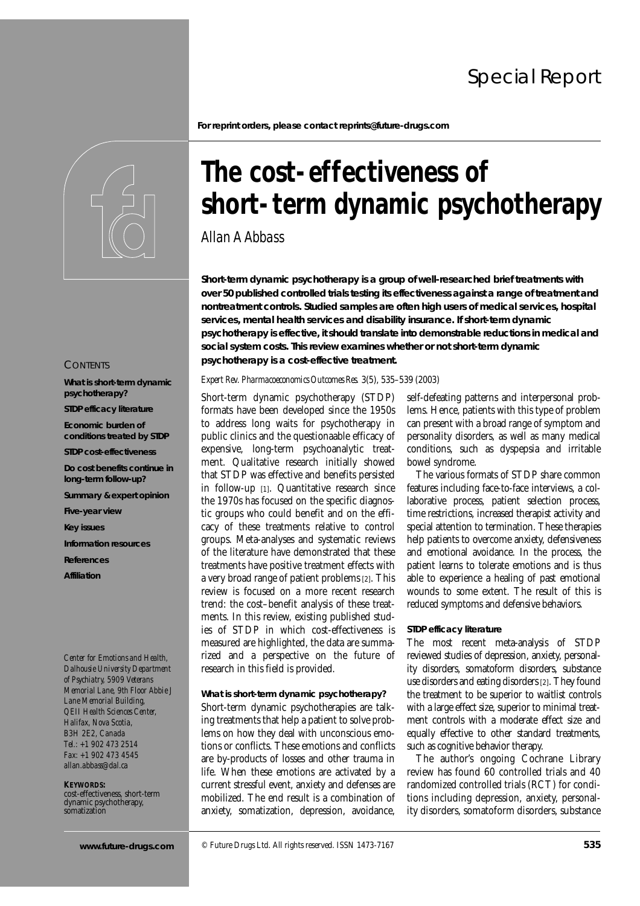Special Report

For reprint orders, please contact reprints@future-drugs.com

# The cost-effectiveness of short-term dynamic psychotherapy

Allan A Abbass

**Short-term dynamic psychotherapy is a group of well-researched brief treatments with over 50 published controlled trials testing its effectiveness against a range of treatment and nontreatment controls. Studied samples are often high users of medical services, hospital services, mental health services and disability insurance. If short-term dynamic psychotherapy is effective, it should translate into demonstrable reductions in medical and social system costs. This review examines whether or not short-term dynamic psychotherapy is a cost-effective treatment.**

*Expert Rev. Pharmacoeconomics Outcomes Res.* 3(5), 535–539 (2003)

CONTENTS

**What is short-term dynamic psychotherapy?**

**STDP efficacy literature**

**Economic burden of conditions treated by STDP**

**STDP cost-effectiveness**

**Do cost benefits continue in long-term follow-up?**

**Summary & expert opinion**

**Five-year view**

**Key issues**

**Information resources**

**References**

**Affiliation**

*Center for Emotions and Health, Dalhousie University Department of Psychiatry, 5909 Veterans Memorial Lane, 9th Floor Abbie J Lane Memorial Building, QEII Health Sciences Center, Halifax, Nova Scotia, B3H 2E2, Canada*
*Tel.: +1 902 473 2514*
*Fax: +1 902 473 4545*
*allan.abbass@dal.ca*

**KEYWORDS:**
cost-effectiveness, short-term dynamic psychotherapy, somatization

Short-term dynamic psychotherapy (STDP) formats have been developed since the 1950s to address long waits for psychotherapy in public clinics and the questionable efficacy of expensive, long-term psychoanalytic treatment. Qualitative research initially showed that STDP was effective and benefits persisted in follow-up [1]. Quantitative research since the 1970s has focused on the specific diagnostic groups who could benefit and on the efficacy of these treatments relative to control groups. Meta-analyses and systematic reviews of the literature have demonstrated that these treatments have positive treatment effects with a very broad range of patient problems [2]. This review is focused on a more recent research trend: the cost–benefit analysis of these treatments. In this review, existing published studies of STDP in which cost-effectiveness is measured are highlighted, the data are summarized and a perspective on the future of research in this field is provided.

## What is short-term dynamic psychotherapy?

Short-term dynamic psychotherapies are talking treatments that help a patient to solve problems on how they deal with unconscious emotions or conflicts. These emotions and conflicts are by-products of losses and other trauma in life. When these emotions are activated by a current stressful event, anxiety and defenses are mobilized. The end result is a combination of anxiety, somatization, depression, avoidance, self-defeating patterns and interpersonal problems. Hence, patients with this type of problem can present with a broad range of symptom and personality disorders, as well as many medical conditions, such as dyspepsia and irritable bowel syndrome.

The various formats of STDP share common features including face-to-face interviews, a collaborative process, patient selection process, time restrictions, increased therapist activity and special attention to termination. These therapies help patients to overcome anxiety, defensiveness and emotional avoidance. In the process, the patient learns to tolerate emotions and is thus able to experience a healing of past emotional wounds to some extent. The result of this is reduced symptoms and defensive behaviors.

## STDP efficacy literature

The most recent meta-analysis of STDP reviewed studies of depression, anxiety, personality disorders, somatoform disorders, substance use disorders and eating disorders [2]. They found the treatment to be superior to waitlist controls with a large effect size, superior to minimal treatment controls with a moderate effect size and equally effective to other standard treatments, such as cognitive behavior therapy.

The author's ongoing Cochrane Library review has found 60 controlled trials and 40 randomized controlled trials (RCT) for conditions including depression, anxiety, personality disorders, somatoform disorders, substance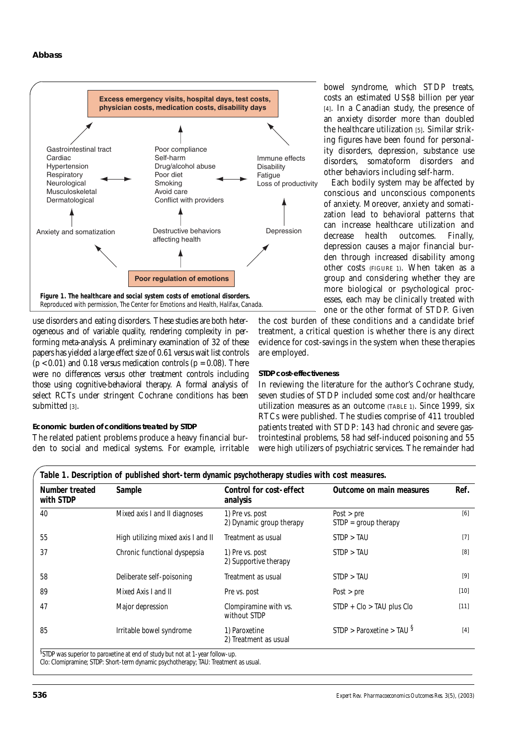Excess emergency visits, hospital days, test costs, physician costs, medication costs, disability days

Gastrointestinal tract
Cardiac
Hypertension
Respiratory
Neurological
Musculoskeletal
Dermatological

Poor compliance
Self-harm
Drug/alcohol abuse
Poor diet
Smoking
Avoid care
Conflict with providers

Immune effects
Disability
Fatigue
Loss of productivity

Anxiety and somatization

Destructive behaviors affecting health

Depression

Poor regulation of emotions

**Figure 1. The healthcare and social system costs of emotional disorders.**
Reproduced with permission, The Center for Emotions and Health, Halifax, Canada.

use disorders and eating disorders. These studies are both heterogeneous and of variable quality, rendering complexity in performing meta-analysis. A preliminary examination of 32 of these papers has yielded a large effect size of 0.61 versus wait list controls ($p < 0.01$) and 0.18 versus medication controls ($p = 0.08$). There were no differences versus other treatment controls including those using cognitive-behavioral therapy. A formal analysis of select RCTs under stringent Cochrane conditions has been submitted [3].

#### Economic burden of conditions treated by STDP

The related patient problems produce a heavy financial burden to social and medical systems. For example, irritable bowel syndrome, which STDP treats, costs an estimated US$8 billion per year [4]. In a Canadian study, the presence of an anxiety disorder more than doubled the healthcare utilization [5]. Similar striking figures have been found for personality disorders, depression, substance use disorders, somatoform disorders and other behaviors including self-harm.

Each bodily system may be affected by conscious and unconscious components of anxiety. Moreover, anxiety and somatization lead to behavioral patterns that can increase healthcare utilization and decrease health outcomes. Finally, depression causes a major financial burden through increased disability among other costs (FIGURE 1). When taken as a group and considering whether they are more biological or psychological processes, each may be clinically treated with one or the other format of STDP. Given the cost burden of these conditions and a candidate brief treatment, a critical question is whether there is any direct evidence for cost-savings in the system when these therapies are employed.

#### STDP cost-effectiveness

In reviewing the literature for the author's Cochrane study, seven studies of STDP included some cost and/or healthcare utilization measures as an outcome (TABLE 1). Since 1999, six RTCs were published. The studies comprise of 411 troubled patients treated with STDP: 143 had chronic and severe gastrointestinal problems, 58 had self-induced poisoning and 55 were high utilizers of psychiatric services. The remainder had

**Table 1. Description of published short-term dynamic psychotherapy studies with cost measures.**

| Number treated with STDP | Sample | Control for cost-effect analysis | Outcome on main measures | Ref. |
|---|---|---|---|---|
| 40 | Mixed axis I and II diagnoses | 1) Pre vs. post<br>2) Dynamic group therapy | Post > pre<br>STDP = group therapy | [6] |
| 55 | High utilizing mixed axis I and II | Treatment as usual | STDP > TAU | [7] |
| 37 | Chronic functional dyspepsia | 1) Pre vs. post<br>2) Supportive therapy | STDP > TAU | [8] |
| 58 | Deliberate self-poisoning | Treatment as usual | STDP > TAU | [9] |
| 89 | Mixed Axis I and II | Pre vs. post | Post > pre | [10] |
| 47 | Major depression | Clompiramine with vs. without STDP | STDP + Clo > TAU plus Clo | [11] |
| 85 | Irritable bowel syndrome | 1) Paroxetine<br>2) Treatment as usual | STDP > Paroxetine > TAU § | [4] |

§STDP was superior to paroxetine at end of study but not at 1-year follow-up.
Clo: Clomipramine; STDP: Short-term dynamic psychotherapy; TAU: Treatment as usual.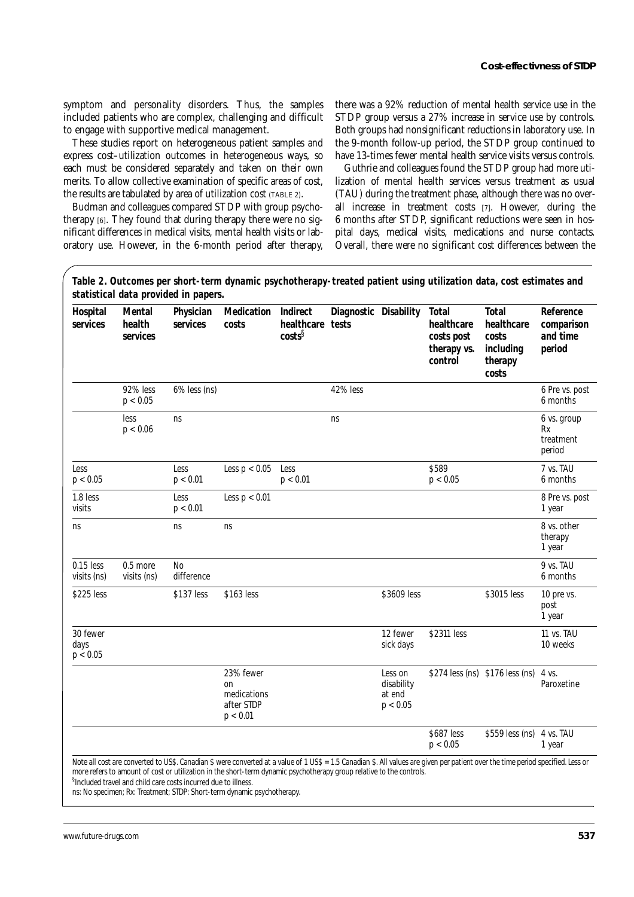symptom and personality disorders. Thus, the samples included patients who are complex, challenging and difficult to engage with supportive medical management.

These studies report on heterogeneous patient samples and express cost–utilization outcomes in heterogeneous ways, so each must be considered separately and taken on their own merits. To allow collective examination of specific areas of cost, the results are tabulated by area of utilization cost (TABLE 2).

Budman and colleagues compared STDP with group psychotherapy [6]. They found that during therapy there were no significant differences in medical visits, mental health visits or laboratory use. However, in the 6-month period after therapy, there was a 92% reduction of mental health service use in the STDP group versus a 27% increase in service use by controls. Both groups had nonsignificant reductions in laboratory use. In the 9-month follow-up period, the STDP group continued to have 13-times fewer mental health service visits versus controls.

Guthrie and colleagues found the STDP group had more utilization of mental health services versus treatment as usual (TAU) during the treatment phase, although there was no overall increase in treatment costs [7]. However, during the 6 months after STDP, significant reductions were seen in hospital days, medical visits, medications and nurse contacts. Overall, there were no significant cost differences between the

**Table 2. Outcomes per short-term dynamic psychotherapy-treated patient using utilization data, cost estimates and statistical data provided in papers.**

| Hospital services | Mental health services | Physician services | Medication costs | Indirect healthcare costs[§] | Diagnostic tests | Disability | Total healthcare costs post therapy vs. control | Total healthcare costs including therapy costs | Reference comparison and time period |
|---|---|---|---|---|---|---|---|---|---|
| | 92% less $p < 0.05$ | 6% less (ns) | | | 42% less | | | | 6 Pre vs. post 6 months |
| | less $p < 0.06$ | ns | | | ns | | | | 6 vs. group Rx treatment period |
| Less $p < 0.05$ | | Less $p < 0.01$ | Less $p < 0.05$ | Less $p < 0.01$ | | | \$589 $p < 0.05$ | | 7 vs. TAU 6 months |
| 1.8 less visits | | Less $p < 0.01$ | Less $p < 0.01$ | | | | | | 8 Pre vs. post 1 year |
| ns | | ns | ns | | | | | | 8 vs. other therapy 1 year |
| 0.15 less visits (ns) | 0.5 more visits (ns) | No difference | | | | | | | 9 vs. TAU 6 months |
| \$225 less | | \$137 less | \$163 less | | | \$3609 less | | \$3015 less | 10 pre vs. post 1 year |
| 30 fewer days $p < 0.05$ | | | | | | 12 fewer sick days | \$2311 less | | 11 vs. TAU 10 weeks |
| | | | 23% fewer on medications after STDP $p < 0.01$ | | | Less on disability at end $p < 0.05$ | \$274 less (ns) | \$176 less (ns) | 4 vs. Paroxetine |
| | | | | | | | \$687 less $p < 0.05$ | \$559 less (ns) | 4 vs. TAU 1 year |

Note all cost are converted to US\$. Canadian \$ were converted at a value of 1 US\$ = 1.5 Canadian \$. All values are given per patient over the time period specified. Less or more refers to amount of cost or utilization in the short-term dynamic psychotherapy group relative to the controls.

[§]Included travel and child care costs incurred due to illness.

ns: No specimen; Rx: Treatment; STDP: Short-term dynamic psychotherapy.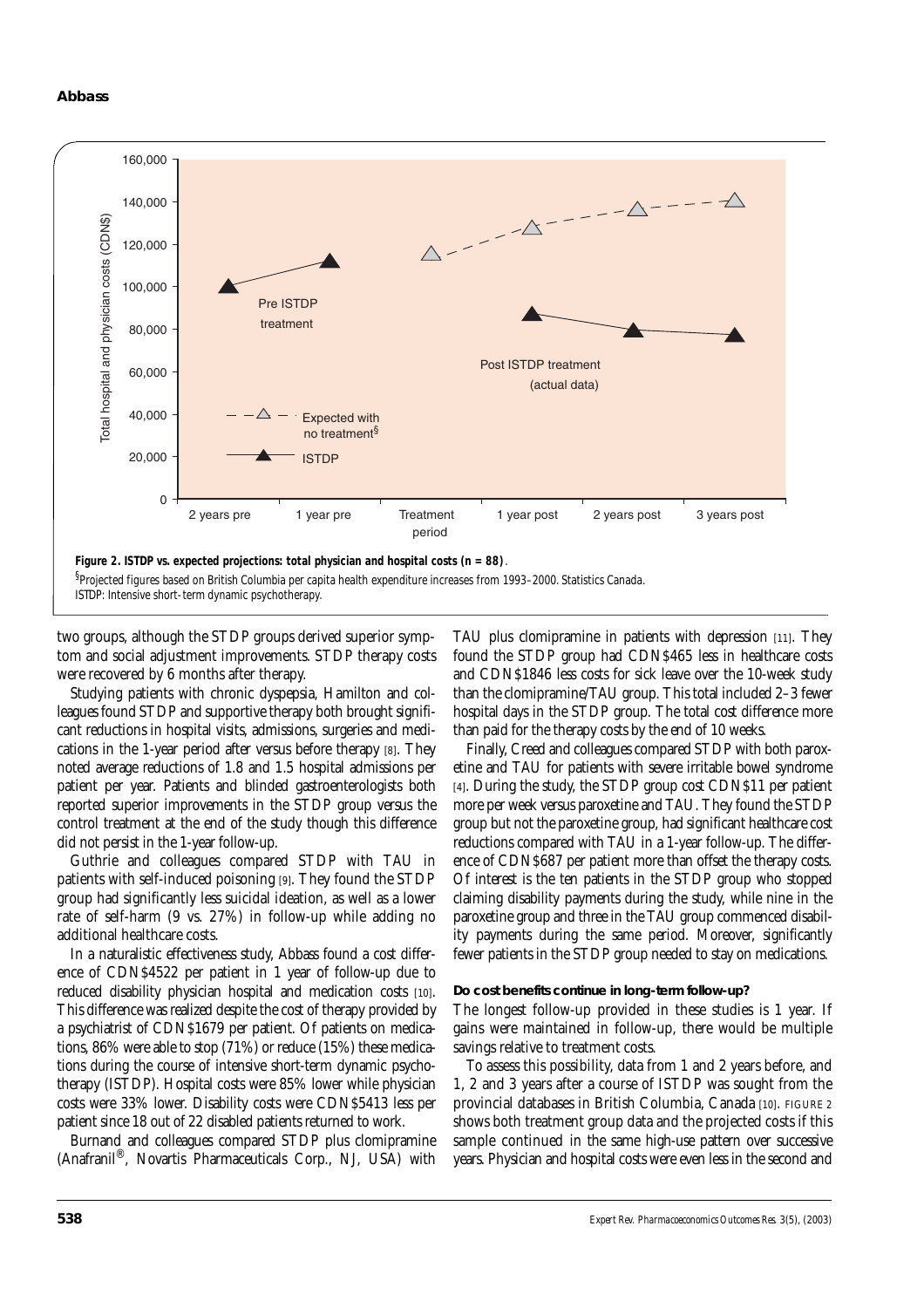**Figure 2. ISTDP vs. expected projections: total physician and hospital costs (n = 88)**.

[§]Projected figures based on British Columbia per capita health expenditure increases from 1993–2000. Statistics Canada.
ISTDP: Intensive short-term dynamic psychotherapy.

two groups, although the STDP groups derived superior symptom and social adjustment improvements. STDP therapy costs were recovered by 6 months after therapy.

Studying patients with chronic dyspepsia, Hamilton and colleagues found STDP and supportive therapy both brought significant reductions in hospital visits, admissions, surgeries and medications in the 1-year period after versus before therapy [8]. They noted average reductions of 1.8 and 1.5 hospital admissions per patient per year. Patients and blinded gastroenterologists both reported superior improvements in the STDP group versus the control treatment at the end of the study though this difference did not persist in the 1-year follow-up.

Guthrie and colleagues compared STDP with TAU in patients with self-induced poisoning [9]. They found the STDP group had significantly less suicidal ideation, as well as a lower rate of self-harm (9 vs. 27%) in follow-up while adding no additional healthcare costs.

In a naturalistic effectiveness study, Abbass found a cost difference of CDN$4522 per patient in 1 year of follow-up due to reduced disability physician hospital and medication costs [10]. This difference was realized despite the cost of therapy provided by a psychiatrist of CDN$1679 per patient. Of patients on medications, 86% were able to stop (71%) or reduce (15%) these medications during the course of intensive short-term dynamic psychotherapy (ISTDP). Hospital costs were 85% lower while physician costs were 33% lower. Disability costs were CDN$5413 less per patient since 18 out of 22 disabled patients returned to work.

Burnand and colleagues compared STDP plus clomipramine (Anafranil®, Novartis Pharmaceuticals Corp., NJ, USA) with TAU plus clomipramine in patients with depression [11]. They found the STDP group had CDN$465 less in healthcare costs and CDN$1846 less costs for sick leave over the 10-week study than the clomipramine/TAU group. This total included 2–3 fewer hospital days in the STDP group. The total cost difference more than paid for the therapy costs by the end of 10 weeks.

Finally, Creed and colleagues compared STDP with both paroxetine and TAU for patients with severe irritable bowel syndrome [4]. During the study, the STDP group cost CDN$11 per patient more per week versus paroxetine and TAU. They found the STDP group but not the paroxetine group, had significant healthcare cost reductions compared with TAU in a 1-year follow-up. The difference of CDN$687 per patient more than offset the therapy costs. Of interest is the ten patients in the STDP group who stopped claiming disability payments during the study, while nine in the paroxetine group and three in the TAU group commenced disability payments during the same period. Moreover, significantly fewer patients in the STDP group needed to stay on medications.

**Do cost benefits continue in long-term follow-up?**

The longest follow-up provided in these studies is 1 year. If gains were maintained in follow-up, there would be multiple savings relative to treatment costs.

To assess this possibility, data from 1 and 2 years before, and 1, 2 and 3 years after a course of ISTDP was sought from the provincial databases in British Columbia, Canada [10]. Figure 2 shows both treatment group data and the projected costs if this sample continued in the same high-use pattern over successive years. Physician and hospital costs were even less in the second and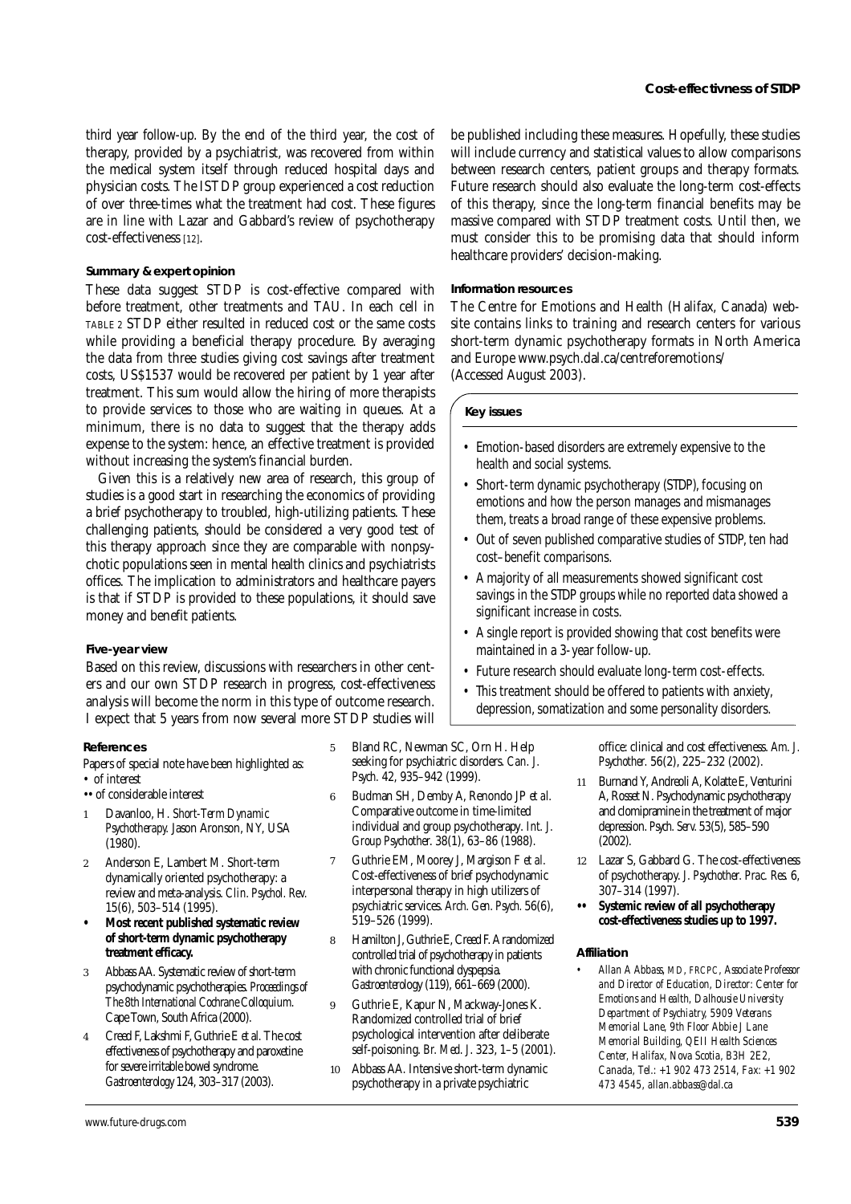third year follow-up. By the end of the third year, the cost of therapy, provided by a psychiatrist, was recovered from within the medical system itself through reduced hospital days and physician costs. The ISTDP group experienced a cost reduction of over three-times what the treatment had cost. These figures are in line with Lazar and Gabbard's review of psychotherapy cost-effectiveness [12].

### Summary & expert opinion

These data suggest STDP is cost-effective compared with before treatment, other treatments and TAU. In each cell in TABLE 2 STDP either resulted in reduced cost or the same costs while providing a beneficial therapy procedure. By averaging the data from three studies giving cost savings after treatment costs, US$1537 would be recovered per patient by 1 year after treatment. This sum would allow the hiring of more therapists to provide services to those who are waiting in queues. At a minimum, there is no data to suggest that the therapy adds expense to the system: hence, an effective treatment is provided without increasing the system's financial burden.

Given this is a relatively new area of research, this group of studies is a good start in researching the economics of providing a brief psychotherapy to troubled, high-utilizing patients. These challenging patients, should be considered a very good test of this therapy approach since they are comparable with nonpsychotic populations seen in mental health clinics and psychiatrists offices. The implication to administrators and healthcare payers is that if STDP is provided to these populations, it should save money and benefit patients.

### Five-year view

Based on this review, discussions with researchers in other centers and our own STDP research in progress, cost-effectiveness analysis will become the norm in this type of outcome research. I expect that 5 years from now several more STDP studies will be published including these measures. Hopefully, these studies will include currency and statistical values to allow comparisons between research centers, patient groups and therapy formats. Future research should also evaluate the long-term cost-effects of this therapy, since the long-term financial benefits may be massive compared with STDP treatment costs. Until then, we must consider this to be promising data that should inform healthcare providers' decision-making.

### Information resources

The Centre for Emotions and Health (Halifax, Canada) website contains links to training and research centers for various short-term dynamic psychotherapy formats in North America and Europe www.psych.dal.ca/centreforemotions/ (Accessed August 2003).

### Key issues

- Emotion-based disorders are extremely expensive to the health and social systems.
- Short-term dynamic psychotherapy (STDP), focusing on emotions and how the person manages and mismanages them, treats a broad range of these expensive problems.
- Out of seven published comparative studies of STDP, ten had cost–benefit comparisons.
- A majority of all measurements showed significant cost savings in the STDP groups while no reported data showed a significant increase in costs.
- A single report is provided showing that cost benefits were maintained in a 3-year follow-up.
- Future research should evaluate long-term cost-effects.
- This treatment should be offered to patients with anxiety, depression, somatization and some personality disorders.

### References

Papers of special note have been highlighted as:
• of interest
•• of considerable interest

1. Davanloo, H. *Short-Term Dynamic Psychotherapy.* Jason Aronson, NY, USA (1980).
2. Anderson E, Lambert M. Short-term dynamically oriented psychotherapy: a review and meta-analysis. *Clin. Psychol. Rev.* 15(6), 503–514 (1995).
   - • **Most recent published systematic review of short-term dynamic psychotherapy treatment efficacy.**
3. Abbass AA. Systematic review of short-term psychodynamic psychotherapies. *Proceedings of The 8th International Cochrane Colloquium.* Cape Town, South Africa (2000).
4. Creed F, Lakshmi F, Guthrie E *et al.* The cost effectiveness of psychotherapy and paroxetine for severe irritable bowel syndrome. *Gastroenterology* 124, 303–317 (2003).
5. Bland RC, Newman SC, Orn H. Help seeking for psychiatric disorders. *Can. J. Psych.* 42, 935–942 (1999).
6. Budman SH, Demby A, Renondo JP *et al.* Comparative outcome in time-limited individual and group psychotherapy. *Int. J. Group Psychother.* 38(1), 63–86 (1988).
7. Guthrie EM, Moorey J, Margison F *et al.* Cost-effectiveness of brief psychodynamic interpersonal therapy in high utilizers of psychiatric services. *Arch. Gen. Psych.* 56(6), 519–526 (1999).
8. Hamilton J, Guthrie E, Creed F. A randomized controlled trial of psychotherapy in patients with chronic functional dyspepsia. *Gastroenterology* (119), 661–669 (2000).
9. Guthrie E, Kapur N, Mackway-Jones K. Randomized controlled trial of brief psychological intervention after deliberate self-poisoning. *Br. Med. J.* 323, 1–5 (2001).
10. Abbass AA. Intensive short-term dynamic psychotherapy in a private psychiatric office: clinical and cost effectiveness. *Am. J. Psychother.* 56(2), 225–232 (2002).
11. Burnand Y, Andreoli A, Kolatte E, Venturini A, Rosset N. Psychodynamic psychotherapy and clomipramine in the treatment of major depression. *Psych. Serv.* 53(5), 585–590 (2002).
12. Lazar S, Gabbard G. The cost-effectiveness of psychotherapy. *J. Psychother. Prac. Res.* 6, 307–314 (1997).
   - •• **Systemic review of all psychotherapy cost-effectiveness studies up to 1997.**

### Affiliation

- *Allan A Abbass, MD, FRCPC, Associate Professor and Director of Education, Director: Center for Emotions and Health, Dalhousie University Department of Psychiatry, 5909 Veterans Memorial Lane, 9th Floor Abbie J Lane Memorial Building, QEII Health Sciences Center, Halifax, Nova Scotia, B3H 2E2, Canada, Tel.: +1 902 473 2514, Fax: +1 902 473 4545, allan.abbass@dal.ca*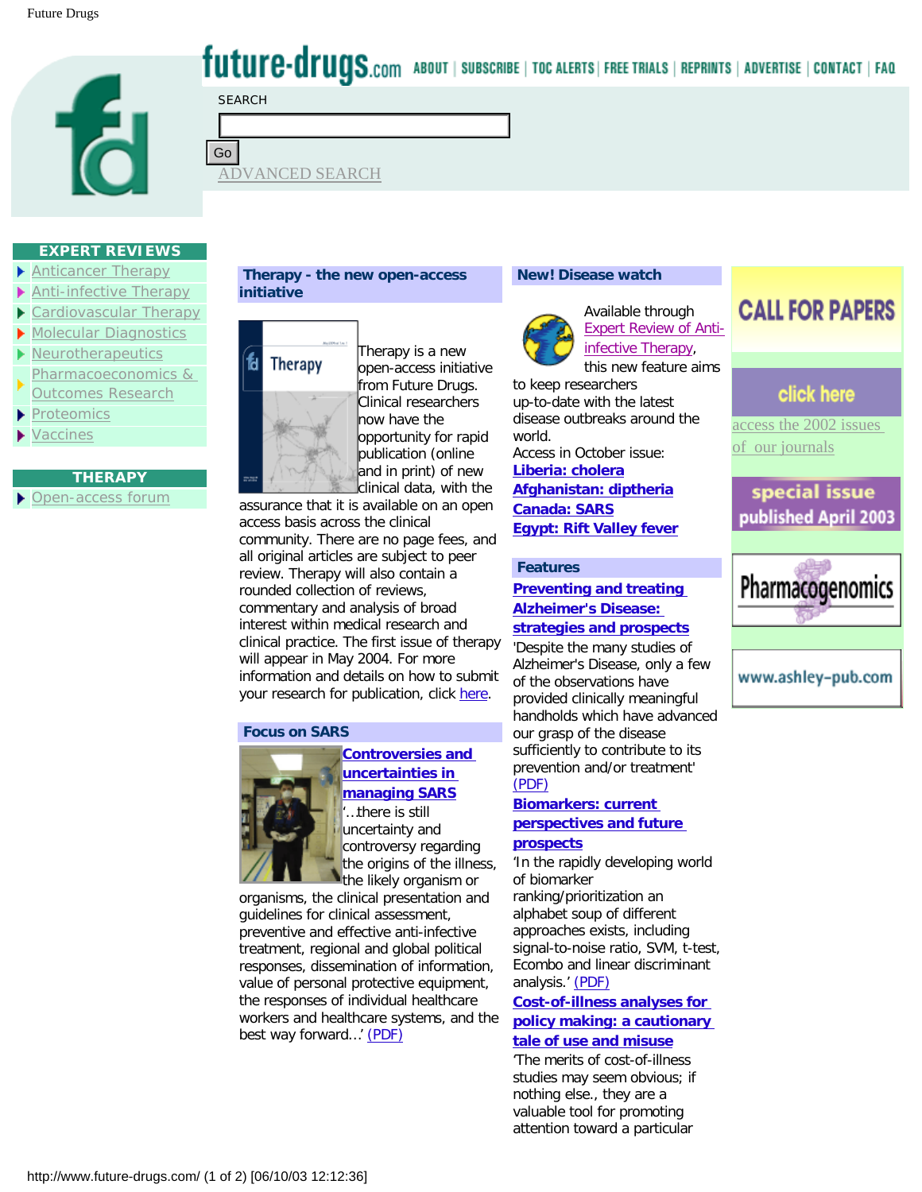future-drugs.com ABOUT | SUBSCRIBE | TOC ALERTS | FREE TRIALS | REPRINTS | ADVERTISE | CONTACT | FAQ

SEARCH

Go

ADVANCED SEARCH

**EXPERT REVIEWS**

- Anticancer Therapy
- Anti-infective Therapy
- Cardiovascular Therapy
- Molecular Diagnostics
- Neurotherapeutics
- Pharmacoeconomics & Outcomes Research
- Proteomics
- Vaccines

**THERAPY**

- Open-access forum

## Therapy - the new open-access initiative

Therapy is a new open-access initiative from Future Drugs. Clinical researchers now have the opportunity for rapid publication (online and in print) of new clinical data, with the assurance that it is available on an open access basis across the clinical community. There are no page fees, and all original articles are subject to peer review. Therapy will also contain a rounded collection of reviews, commentary and analysis of broad interest within medical research and clinical practice. The first issue of therapy will appear in May 2004. For more information and details on how to submit your research for publication, click here.

## Focus on SARS

**Controversies and uncertainties in managing SARS**

'...there is still uncertainty and controversy regarding the origins of the illness, the likely organism or organisms, the clinical presentation and guidelines for clinical assessment, preventive and effective anti-infective treatment, regional and global political responses, dissemination of information, value of personal protective equipment, the responses of individual healthcare workers and healthcare systems, and the best way forward...' (PDF)

## New! Disease watch

Available through Expert Review of Anti-infective Therapy, this new feature aims to keep researchers up-to-date with the latest disease outbreaks around the world.

Access in October issue:

**Liberia: cholera**

**Afghanistan: diptheria**

**Canada: SARS**

**Egypt: Rift Valley fever**

## Features

**Preventing and treating Alzheimer's Disease: strategies and prospects**

'Despite the many studies of Alzheimer's Disease, only a few of the observations have provided clinically meaningful handholds which have advanced our grasp of the disease sufficiently to contribute to its prevention and/or treatment' (PDF)

**Biomarkers: current perspectives and future prospects**

'In the rapidly developing world of biomarker ranking/prioritization an alphabet soup of different approaches exists, including signal-to-noise ratio, SVM, t-test, Ecombo and linear discriminant analysis.' (PDF)

**Cost-of-illness analyses for policy making: a cautionary tale of use and misuse**

'The merits of cost-of-illness studies may seem obvious; if nothing else., they are a valuable tool for promoting attention toward a particular

CALL FOR PAPERS

click here

access the 2002 issues of our journals

special issue published April 2003

Pharmacogenomics

www.ashley-pub.com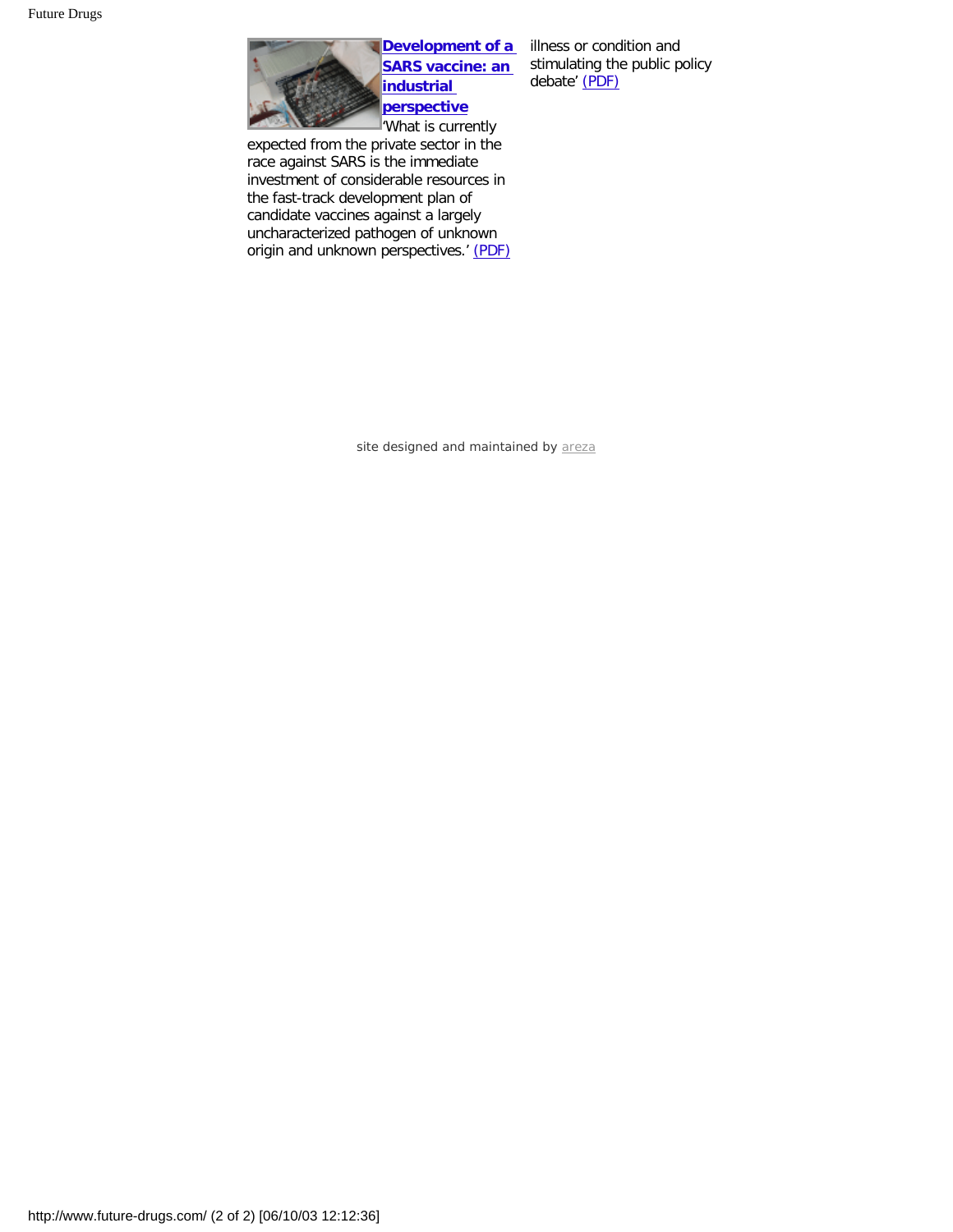**Development of a SARS vaccine: an industrial perspective**

'What is currently expected from the private sector in the race against SARS is the immediate investment of considerable resources in the fast-track development plan of candidate vaccines against a largely uncharacterized pathogen of unknown origin and unknown perspectives.' (PDF)

illness or condition and stimulating the public policy debate' (PDF)

site designed and maintained by areza